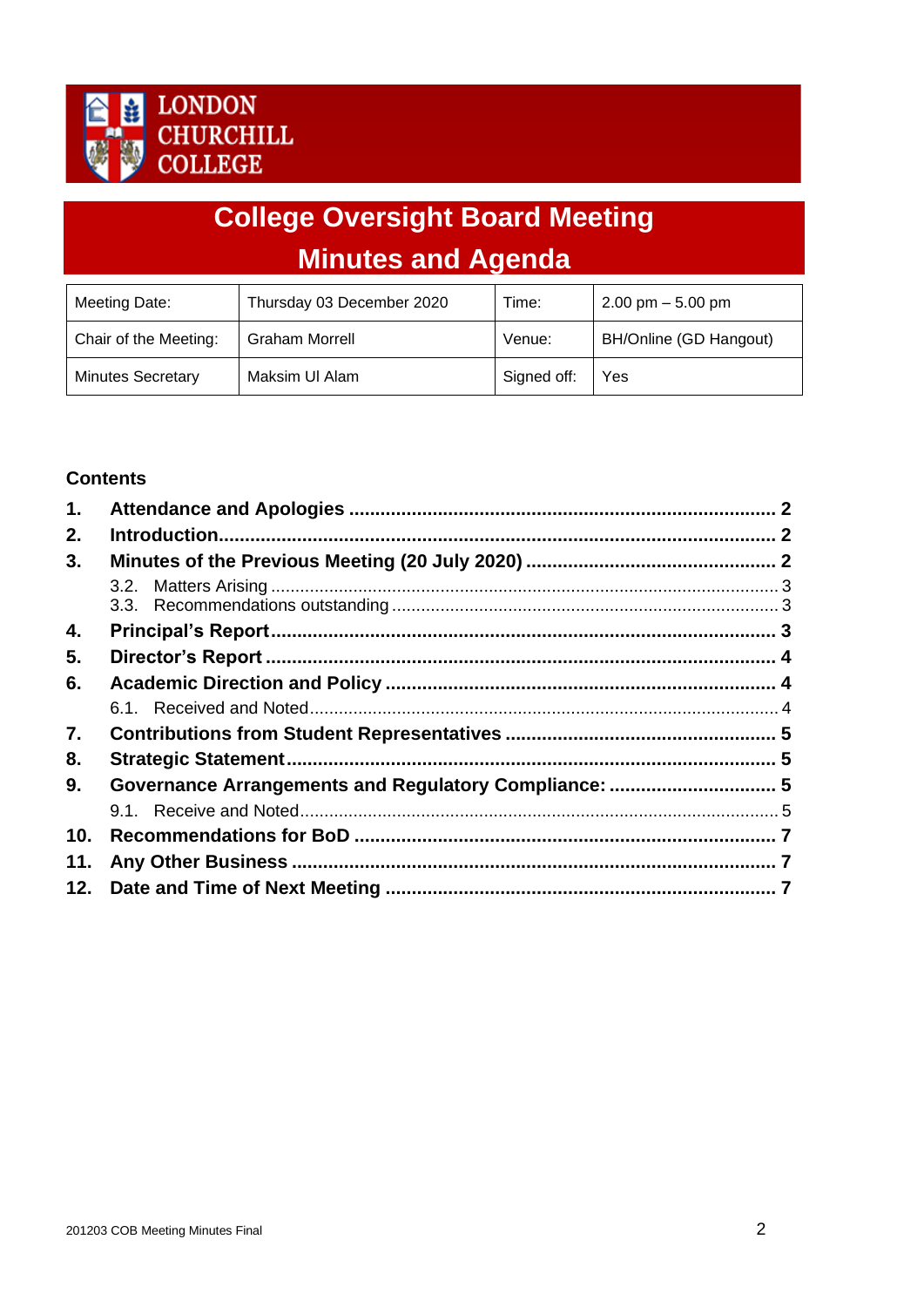LONDON
CHURCHILL
COLLEGE

# College Oversight Board Meeting
# Minutes and Agenda

| Meeting Date: | Thursday 03 December 2020 | Time: | 2.00 pm – 5.00 pm |
|---|---|---|---|
| Chair of the Meeting: | Graham Morrell | Venue: | BH/Online (GD Hangout) |
| Minutes Secretary | Maksim Ul Alam | Signed off: | Yes |

**Contents**

**1. Attendance and Apologies ..... 2**
**2. Introduction ..... 2**
**3. Minutes of the Previous Meeting (20 July 2020) ..... 2**
   3.2. Matters Arising ..... 3
   3.3. Recommendations outstanding ..... 3
**4. Principal's Report ..... 3**
**5. Director's Report ..... 4**
**6. Academic Direction and Policy ..... 4**
   6.1. Received and Noted ..... 4
**7. Contributions from Student Representatives ..... 5**
**8. Strategic Statement ..... 5**
**9. Governance Arrangements and Regulatory Compliance: ..... 5**
   9.1. Receive and Noted ..... 5
**10. Recommendations for BoD ..... 7**
**11. Any Other Business ..... 7**
**12. Date and Time of Next Meeting ..... 7**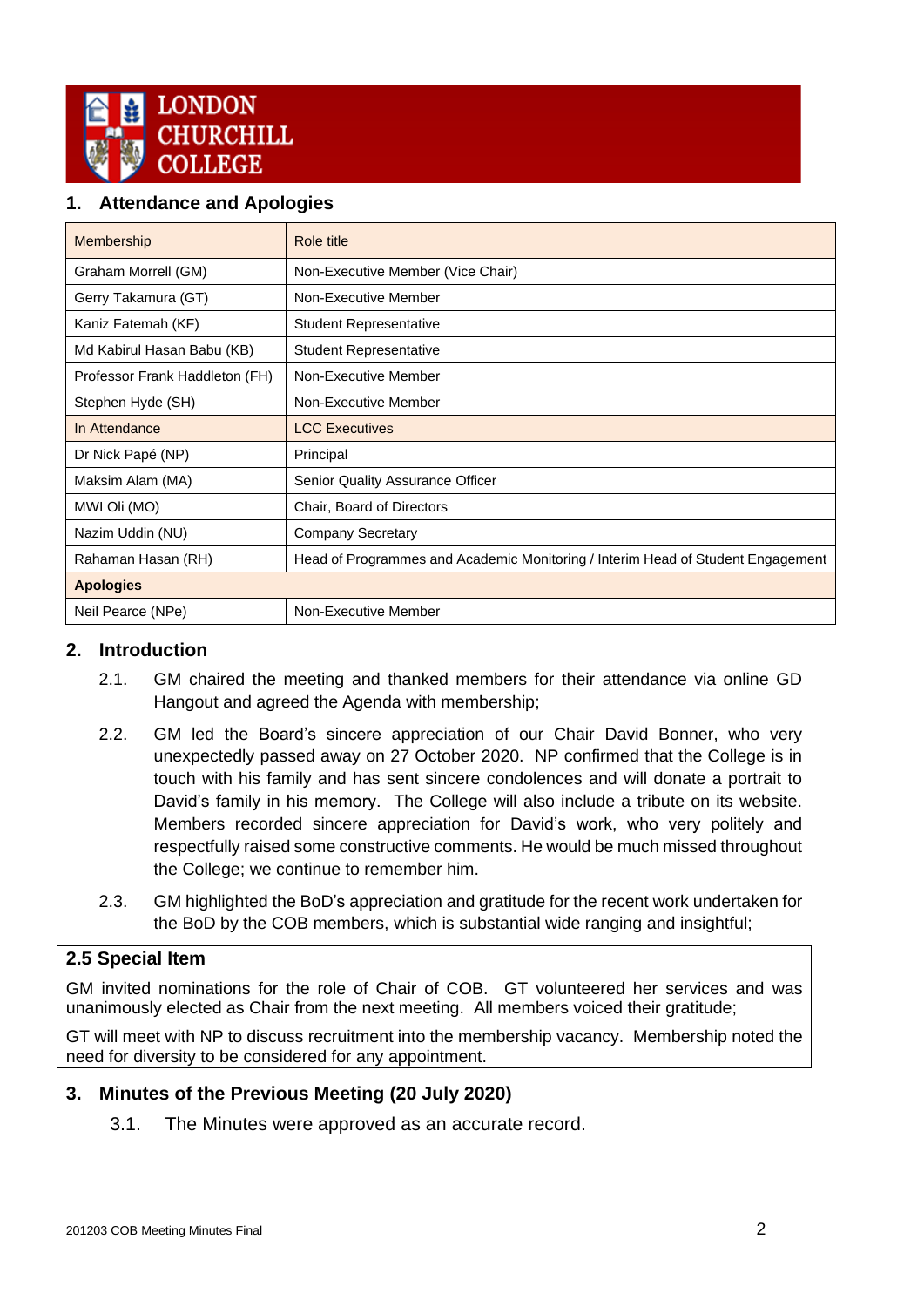## 1. Attendance and Apologies

| Membership | Role title |
|---|---|
| Graham Morrell (GM) | Non-Executive Member (Vice Chair) |
| Gerry Takamura (GT) | Non-Executive Member |
| Kaniz Fatemah (KF) | Student Representative |
| Md Kabirul Hasan Babu (KB) | Student Representative |
| Professor Frank Haddleton (FH) | Non-Executive Member |
| Stephen Hyde (SH) | Non-Executive Member |
| In Attendance | LCC Executives |
| Dr Nick Papé (NP) | Principal |
| Maksim Alam (MA) | Senior Quality Assurance Officer |
| MWI Oli (MO) | Chair, Board of Directors |
| Nazim Uddin (NU) | Company Secretary |
| Rahaman Hasan (RH) | Head of Programmes and Academic Monitoring / Interim Head of Student Engagement |
| **Apologies** | |
| Neil Pearce (NPe) | Non-Executive Member |

## 2. Introduction

2.1. GM chaired the meeting and thanked members for their attendance via online GD Hangout and agreed the Agenda with membership;

2.2. GM led the Board's sincere appreciation of our Chair David Bonner, who very unexpectedly passed away on 27 October 2020. NP confirmed that the College is in touch with his family and has sent sincere condolences and will donate a portrait to David's family in his memory. The College will also include a tribute on its website. Members recorded sincere appreciation for David's work, who very politely and respectfully raised some constructive comments. He would be much missed throughout the College; we continue to remember him.

2.3. GM highlighted the BoD's appreciation and gratitude for the recent work undertaken for the BoD by the COB members, which is substantial wide ranging and insightful;

**2.5 Special Item**

GM invited nominations for the role of Chair of COB. GT volunteered her services and was unanimously elected as Chair from the next meeting. All members voiced their gratitude;

GT will meet with NP to discuss recruitment into the membership vacancy. Membership noted the need for diversity to be considered for any appointment.

## 3. Minutes of the Previous Meeting (20 July 2020)

3.1. The Minutes were approved as an accurate record.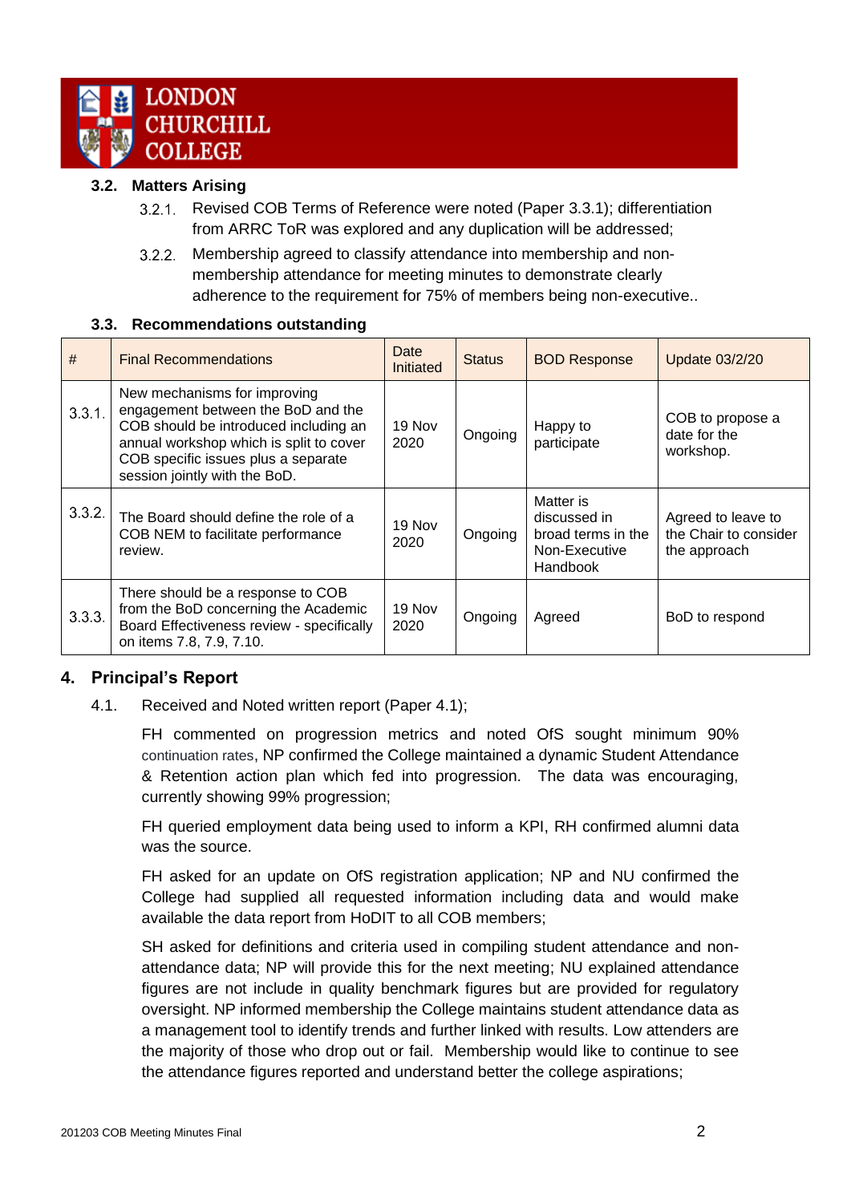### 3.2. Matters Arising

3.2.1. Revised COB Terms of Reference were noted (Paper 3.3.1); differentiation from ARRC ToR was explored and any duplication will be addressed;

3.2.2. Membership agreed to classify attendance into membership and non-membership attendance for meeting minutes to demonstrate clearly adherence to the requirement for 75% of members being non-executive..

### 3.3. Recommendations outstanding

| # | Final Recommendations | Date Initiated | Status | BOD Response | Update 03/2/20 |
|---|---|---|---|---|---|
| 3.3.1. | New mechanisms for improving engagement between the BoD and the COB should be introduced including an annual workshop which is split to cover COB specific issues plus a separate session jointly with the BoD. | 19 Nov 2020 | Ongoing | Happy to participate | COB to propose a date for the workshop. |
| 3.3.2. | The Board should define the role of a COB NEM to facilitate performance review. | 19 Nov 2020 | Ongoing | Matter is discussed in broad terms in the Non-Executive Handbook | Agreed to leave to the Chair to consider the approach |
| 3.3.3. | There should be a response to COB from the BoD concerning the Academic Board Effectiveness review - specifically on items 7.8, 7.9, 7.10. | 19 Nov 2020 | Ongoing | Agreed | BoD to respond |

## 4. Principal's Report

4.1. Received and Noted written report (Paper 4.1);

FH commented on progression metrics and noted OfS sought minimum 90% continuation rates, NP confirmed the College maintained a dynamic Student Attendance & Retention action plan which fed into progression. The data was encouraging, currently showing 99% progression;

FH queried employment data being used to inform a KPI, RH confirmed alumni data was the source.

FH asked for an update on OfS registration application; NP and NU confirmed the College had supplied all requested information including data and would make available the data report from HoDIT to all COB members;

SH asked for definitions and criteria used in compiling student attendance and non-attendance data; NP will provide this for the next meeting; NU explained attendance figures are not include in quality benchmark figures but are provided for regulatory oversight. NP informed membership the College maintains student attendance data as a management tool to identify trends and further linked with results. Low attenders are the majority of those who drop out or fail. Membership would like to continue to see the attendance figures reported and understand better the college aspirations;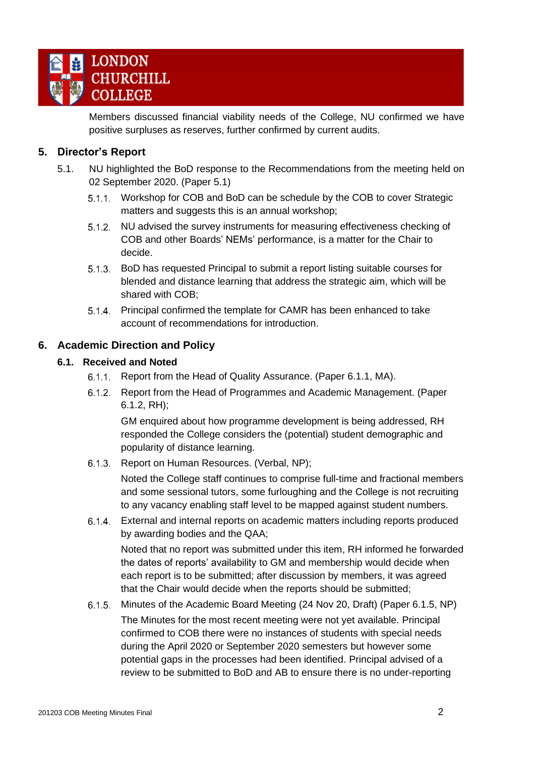Members discussed financial viability needs of the College, NU confirmed we have positive surpluses as reserves, further confirmed by current audits.

## 5. Director's Report

5.1. NU highlighted the BoD response to the Recommendations from the meeting held on 02 September 2020. (Paper 5.1)

- 5.1.1. Workshop for COB and BoD can be schedule by the COB to cover Strategic matters and suggests this is an annual workshop;
- 5.1.2. NU advised the survey instruments for measuring effectiveness checking of COB and other Boards' NEMs' performance, is a matter for the Chair to decide.
- 5.1.3. BoD has requested Principal to submit a report listing suitable courses for blended and distance learning that address the strategic aim, which will be shared with COB;
- 5.1.4. Principal confirmed the template for CAMR has been enhanced to take account of recommendations for introduction.

## 6. Academic Direction and Policy

### 6.1. Received and Noted

- 6.1.1. Report from the Head of Quality Assurance. (Paper 6.1.1, MA).
- 6.1.2. Report from the Head of Programmes and Academic Management. (Paper 6.1.2, RH);

  GM enquired about how programme development is being addressed, RH responded the College considers the (potential) student demographic and popularity of distance learning.
- 6.1.3. Report on Human Resources. (Verbal, NP);

  Noted the College staff continues to comprise full-time and fractional members and some sessional tutors, some furloughing and the College is not recruiting to any vacancy enabling staff level to be mapped against student numbers.
- 6.1.4. External and internal reports on academic matters including reports produced by awarding bodies and the QAA;

  Noted that no report was submitted under this item, RH informed he forwarded the dates of reports' availability to GM and membership would decide when each report is to be submitted; after discussion by members, it was agreed that the Chair would decide when the reports should be submitted;
- 6.1.5. Minutes of the Academic Board Meeting (24 Nov 20, Draft) (Paper 6.1.5, NP)

  The Minutes for the most recent meeting were not yet available. Principal confirmed to COB there were no instances of students with special needs during the April 2020 or September 2020 semesters but however some potential gaps in the processes had been identified. Principal advised of a review to be submitted to BoD and AB to ensure there is no under-reporting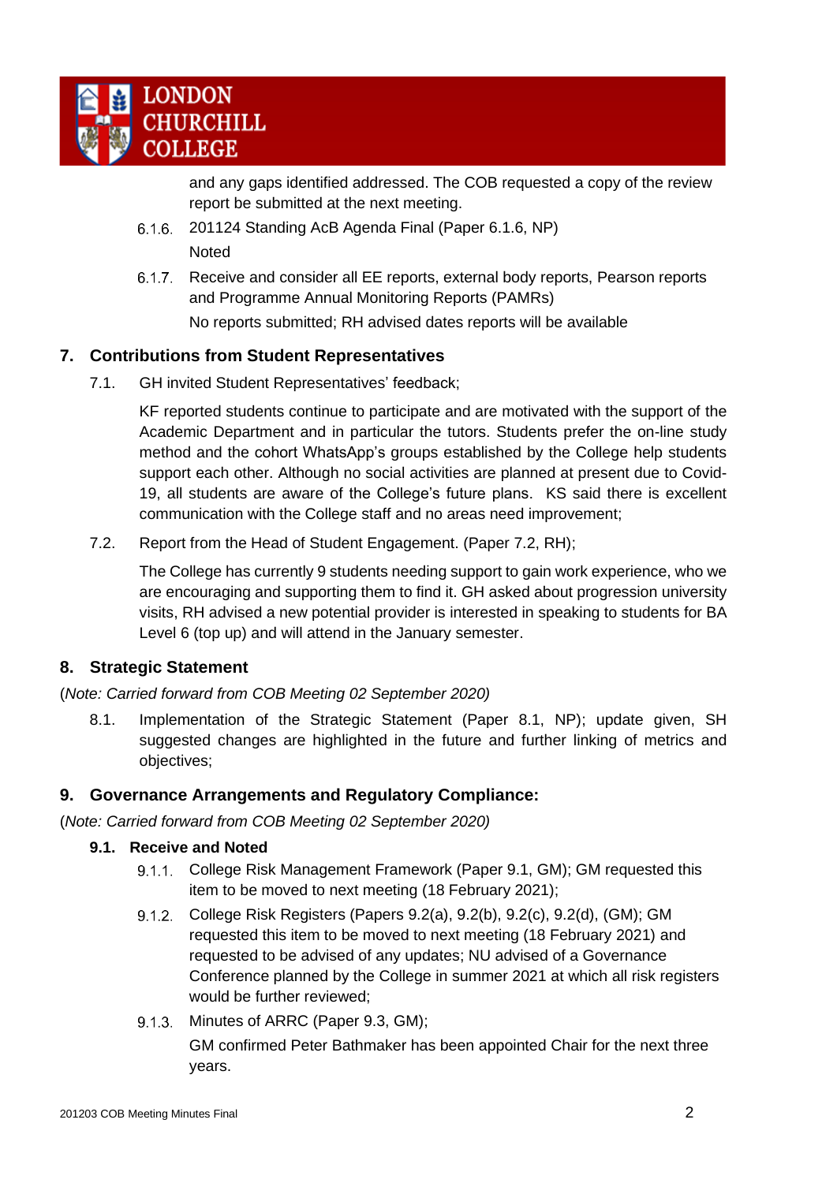and any gaps identified addressed. The COB requested a copy of the review report be submitted at the next meeting.

6.1.6. 201124 Standing AcB Agenda Final (Paper 6.1.6, NP)

Noted

6.1.7. Receive and consider all EE reports, external body reports, Pearson reports and Programme Annual Monitoring Reports (PAMRs)

No reports submitted; RH advised dates reports will be available

## 7. Contributions from Student Representatives

7.1. GH invited Student Representatives' feedback;

KF reported students continue to participate and are motivated with the support of the Academic Department and in particular the tutors. Students prefer the on-line study method and the cohort WhatsApp's groups established by the College help students support each other. Although no social activities are planned at present due to Covid-19, all students are aware of the College's future plans.  KS said there is excellent communication with the College staff and no areas need improvement;

7.2. Report from the Head of Student Engagement. (Paper 7.2, RH);

The College has currently 9 students needing support to gain work experience, who we are encouraging and supporting them to find it. GH asked about progression university visits, RH advised a new potential provider is interested in speaking to students for BA Level 6 (top up) and will attend in the January semester.

## 8. Strategic Statement

(*Note: Carried forward from COB Meeting 02 September 2020)*

8.1. Implementation of the Strategic Statement (Paper 8.1, NP); update given, SH suggested changes are highlighted in the future and further linking of metrics and objectives;

## 9. Governance Arrangements and Regulatory Compliance:

(*Note: Carried forward from COB Meeting 02 September 2020)*

### 9.1. Receive and Noted

9.1.1. College Risk Management Framework (Paper 9.1, GM); GM requested this item to be moved to next meeting (18 February 2021);

9.1.2. College Risk Registers (Papers 9.2(a), 9.2(b), 9.2(c), 9.2(d), (GM); GM requested this item to be moved to next meeting (18 February 2021) and requested to be advised of any updates; NU advised of a Governance Conference planned by the College in summer 2021 at which all risk registers would be further reviewed;

9.1.3. Minutes of ARRC (Paper 9.3, GM);

GM confirmed Peter Bathmaker has been appointed Chair for the next three years.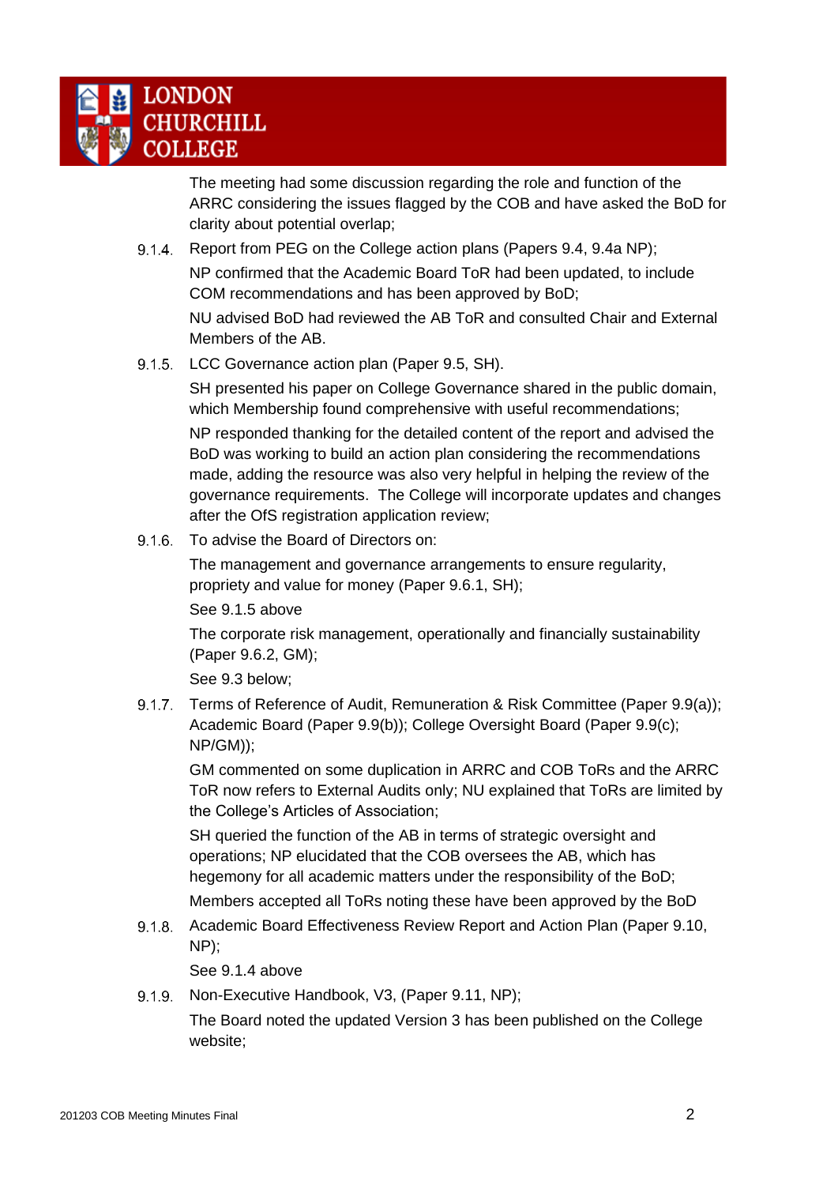The meeting had some discussion regarding the role and function of the ARRC considering the issues flagged by the COB and have asked the BoD for clarity about potential overlap;

9.1.4. Report from PEG on the College action plans (Papers 9.4, 9.4a NP);

NP confirmed that the Academic Board ToR had been updated, to include COM recommendations and has been approved by BoD;

NU advised BoD had reviewed the AB ToR and consulted Chair and External Members of the AB.

9.1.5. LCC Governance action plan (Paper 9.5, SH).

SH presented his paper on College Governance shared in the public domain, which Membership found comprehensive with useful recommendations;

NP responded thanking for the detailed content of the report and advised the BoD was working to build an action plan considering the recommendations made, adding the resource was also very helpful in helping the review of the governance requirements. The College will incorporate updates and changes after the OfS registration application review;

9.1.6. To advise the Board of Directors on:

The management and governance arrangements to ensure regularity, propriety and value for money (Paper 9.6.1, SH);

See 9.1.5 above

The corporate risk management, operationally and financially sustainability (Paper 9.6.2, GM);

See 9.3 below;

9.1.7. Terms of Reference of Audit, Remuneration & Risk Committee (Paper 9.9(a)); Academic Board (Paper 9.9(b)); College Oversight Board (Paper 9.9(c); NP/GM));

GM commented on some duplication in ARRC and COB ToRs and the ARRC ToR now refers to External Audits only; NU explained that ToRs are limited by the College's Articles of Association;

SH queried the function of the AB in terms of strategic oversight and operations; NP elucidated that the COB oversees the AB, which has hegemony for all academic matters under the responsibility of the BoD;

Members accepted all ToRs noting these have been approved by the BoD

9.1.8. Academic Board Effectiveness Review Report and Action Plan (Paper 9.10, NP);

See 9.1.4 above

9.1.9. Non-Executive Handbook, V3, (Paper 9.11, NP);

The Board noted the updated Version 3 has been published on the College website;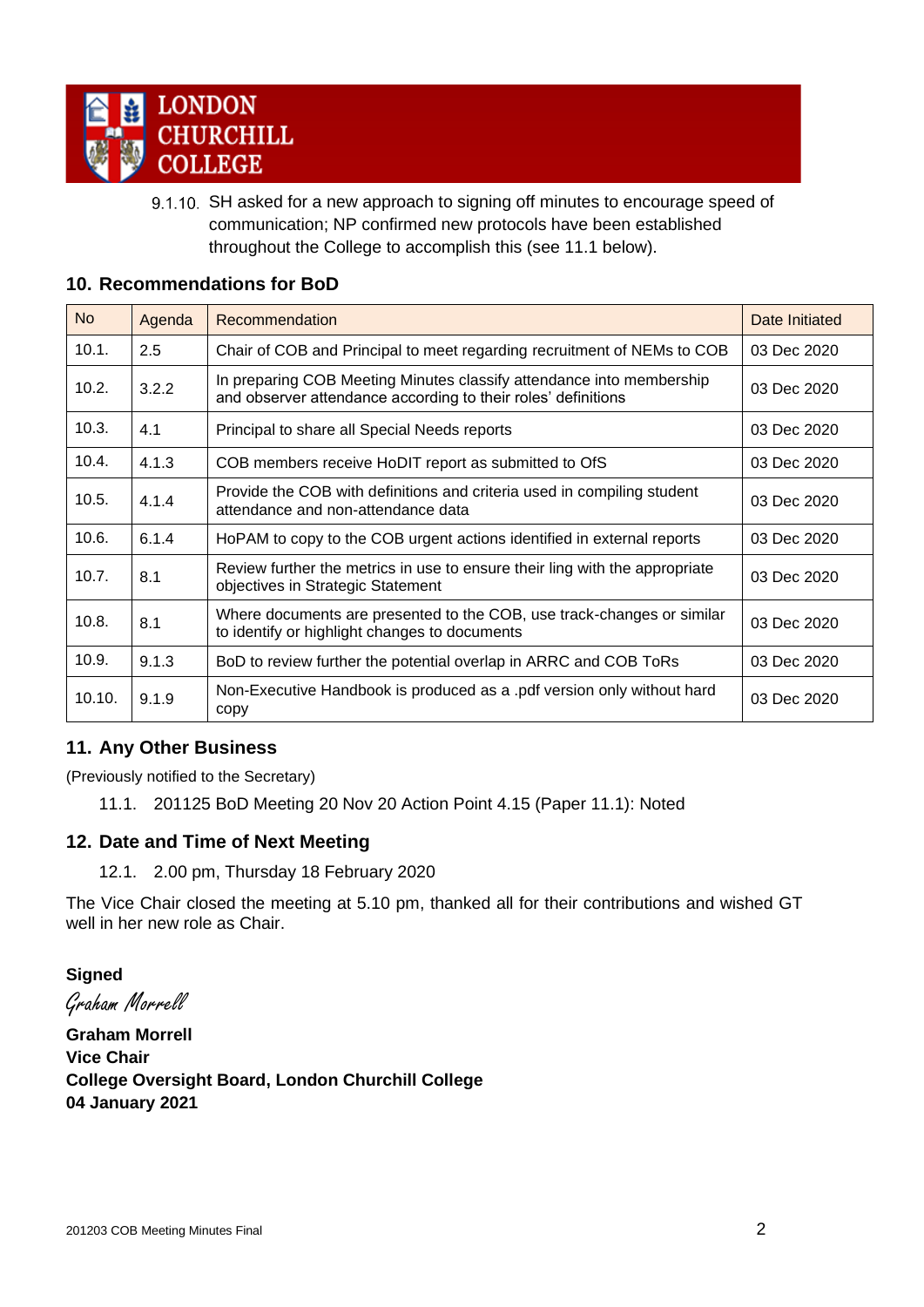9.1.10. SH asked for a new approach to signing off minutes to encourage speed of communication; NP confirmed new protocols have been established throughout the College to accomplish this (see 11.1 below).

## 10. Recommendations for BoD

| No | Agenda | Recommendation | Date Initiated |
|---|---|---|---|
| 10.1. | 2.5 | Chair of COB and Principal to meet regarding recruitment of NEMs to COB | 03 Dec 2020 |
| 10.2. | 3.2.2 | In preparing COB Meeting Minutes classify attendance into membership and observer attendance according to their roles' definitions | 03 Dec 2020 |
| 10.3. | 4.1 | Principal to share all Special Needs reports | 03 Dec 2020 |
| 10.4. | 4.1.3 | COB members receive HoDIT report as submitted to OfS | 03 Dec 2020 |
| 10.5. | 4.1.4 | Provide the COB with definitions and criteria used in compiling student attendance and non-attendance data | 03 Dec 2020 |
| 10.6. | 6.1.4 | HoPAM to copy to the COB urgent actions identified in external reports | 03 Dec 2020 |
| 10.7. | 8.1 | Review further the metrics in use to ensure their ling with the appropriate objectives in Strategic Statement | 03 Dec 2020 |
| 10.8. | 8.1 | Where documents are presented to the COB, use track-changes or similar to identify or highlight changes to documents | 03 Dec 2020 |
| 10.9. | 9.1.3 | BoD to review further the potential overlap in ARRC and COB ToRs | 03 Dec 2020 |
| 10.10. | 9.1.9 | Non-Executive Handbook is produced as a .pdf version only without hard copy | 03 Dec 2020 |

## 11. Any Other Business

(Previously notified to the Secretary)

11.1. 201125 BoD Meeting 20 Nov 20 Action Point 4.15 (Paper 11.1): Noted

## 12. Date and Time of Next Meeting

12.1. 2.00 pm, Thursday 18 February 2020

The Vice Chair closed the meeting at 5.10 pm, thanked all for their contributions and wished GT well in her new role as Chair.

**Signed**

*Graham Morrell*

**Graham Morrell**
**Vice Chair**
**College Oversight Board, London Churchill College**
**04 January 2021**